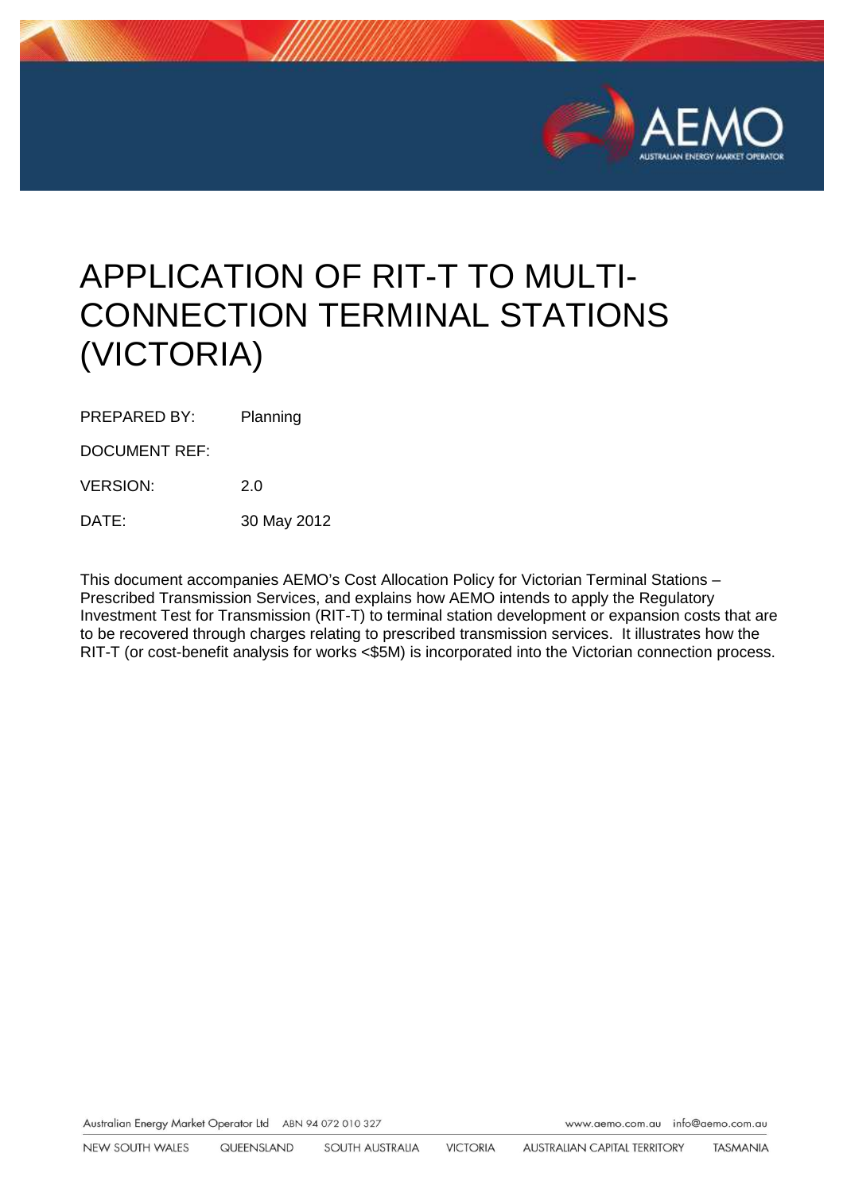# APPLICATION OF RIT-T TO MULTI-CONNECTION TERMINAL STATIONS (VICTORIA)

PREPARED BY: Planning

DOCUMENT REF:

VERSION: 2.0

DATE: 30 May 2012

This document accompanies AEMO's Cost Allocation Policy for Victorian Terminal Stations – Prescribed Transmission Services, and explains how AEMO intends to apply the Regulatory Investment Test for Transmission (RIT-T) to terminal station development or expansion costs that are to be recovered through charges relating to prescribed transmission services. It illustrates how the RIT-T (or cost-benefit analysis for works <$5M) is incorporated into the Victorian connection process.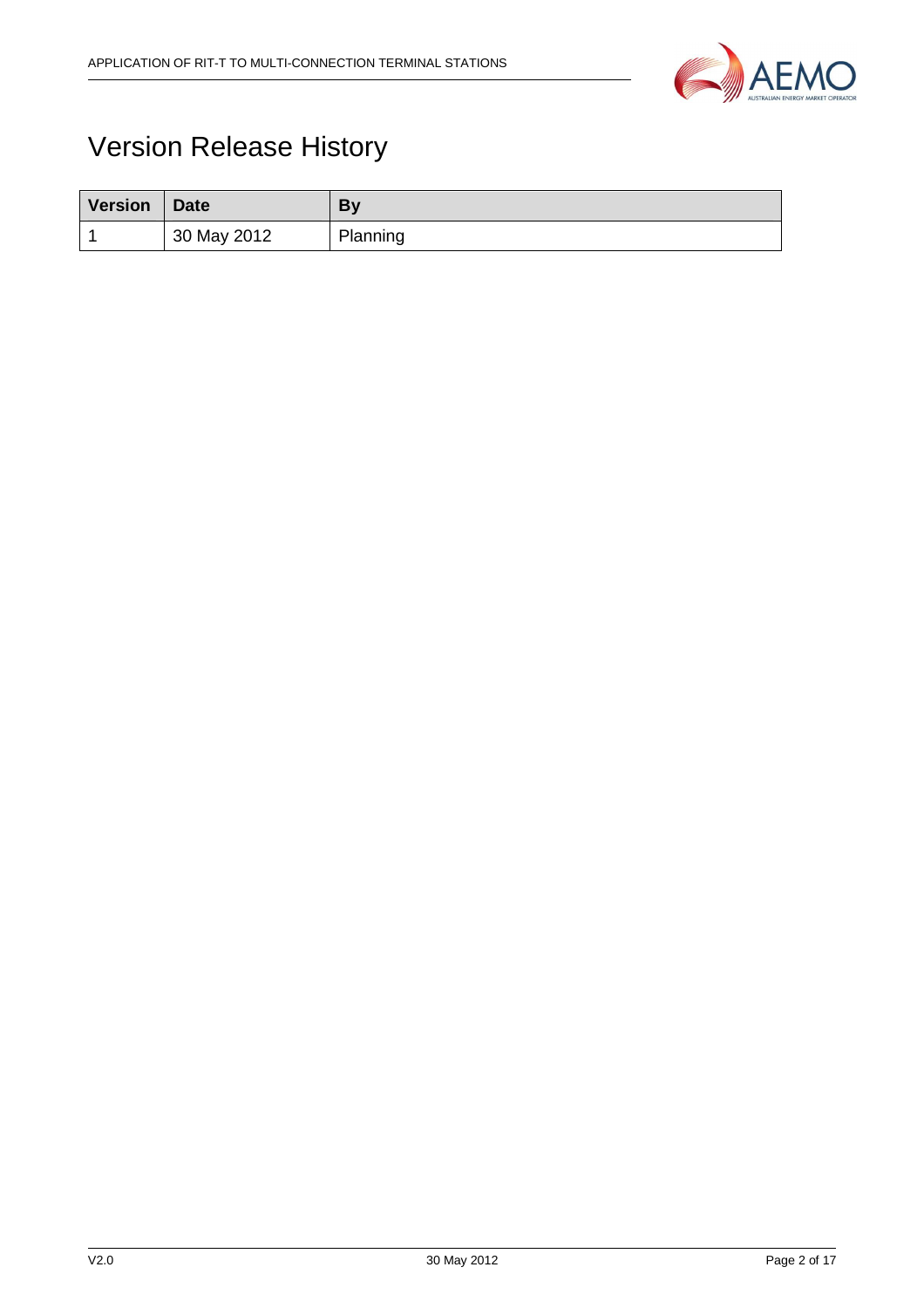# Version Release History

| Version | Date | By |
|---|---|---|
| 1 | 30 May 2012 | Planning |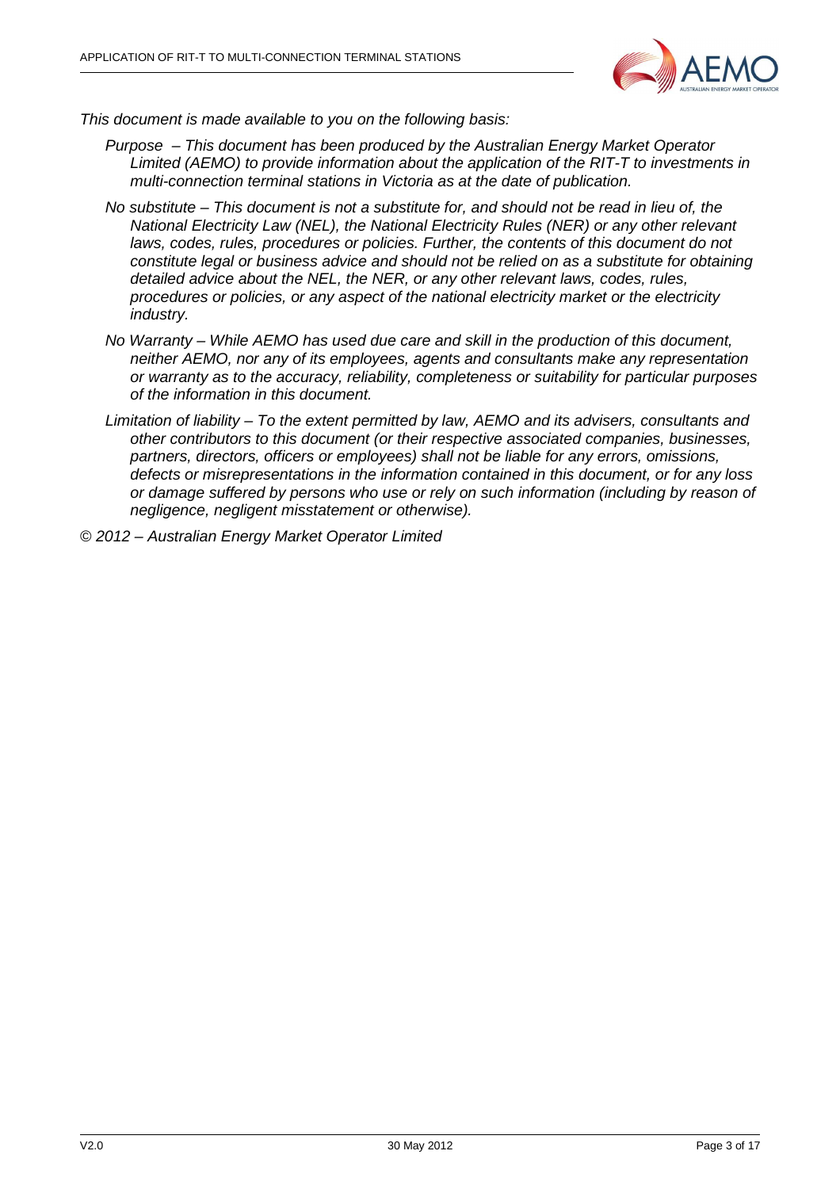*This document is made available to you on the following basis:*

*Purpose – This document has been produced by the Australian Energy Market Operator Limited (AEMO) to provide information about the application of the RIT-T to investments in multi-connection terminal stations in Victoria as at the date of publication.*

*No substitute – This document is not a substitute for, and should not be read in lieu of, the National Electricity Law (NEL), the National Electricity Rules (NER) or any other relevant laws, codes, rules, procedures or policies. Further, the contents of this document do not constitute legal or business advice and should not be relied on as a substitute for obtaining detailed advice about the NEL, the NER, or any other relevant laws, codes, rules, procedures or policies, or any aspect of the national electricity market or the electricity industry.*

*No Warranty – While AEMO has used due care and skill in the production of this document, neither AEMO, nor any of its employees, agents and consultants make any representation or warranty as to the accuracy, reliability, completeness or suitability for particular purposes of the information in this document.*

*Limitation of liability – To the extent permitted by law, AEMO and its advisers, consultants and other contributors to this document (or their respective associated companies, businesses, partners, directors, officers or employees) shall not be liable for any errors, omissions, defects or misrepresentations in the information contained in this document, or for any loss or damage suffered by persons who use or rely on such information (including by reason of negligence, negligent misstatement or otherwise).*

*© 2012 – Australian Energy Market Operator Limited*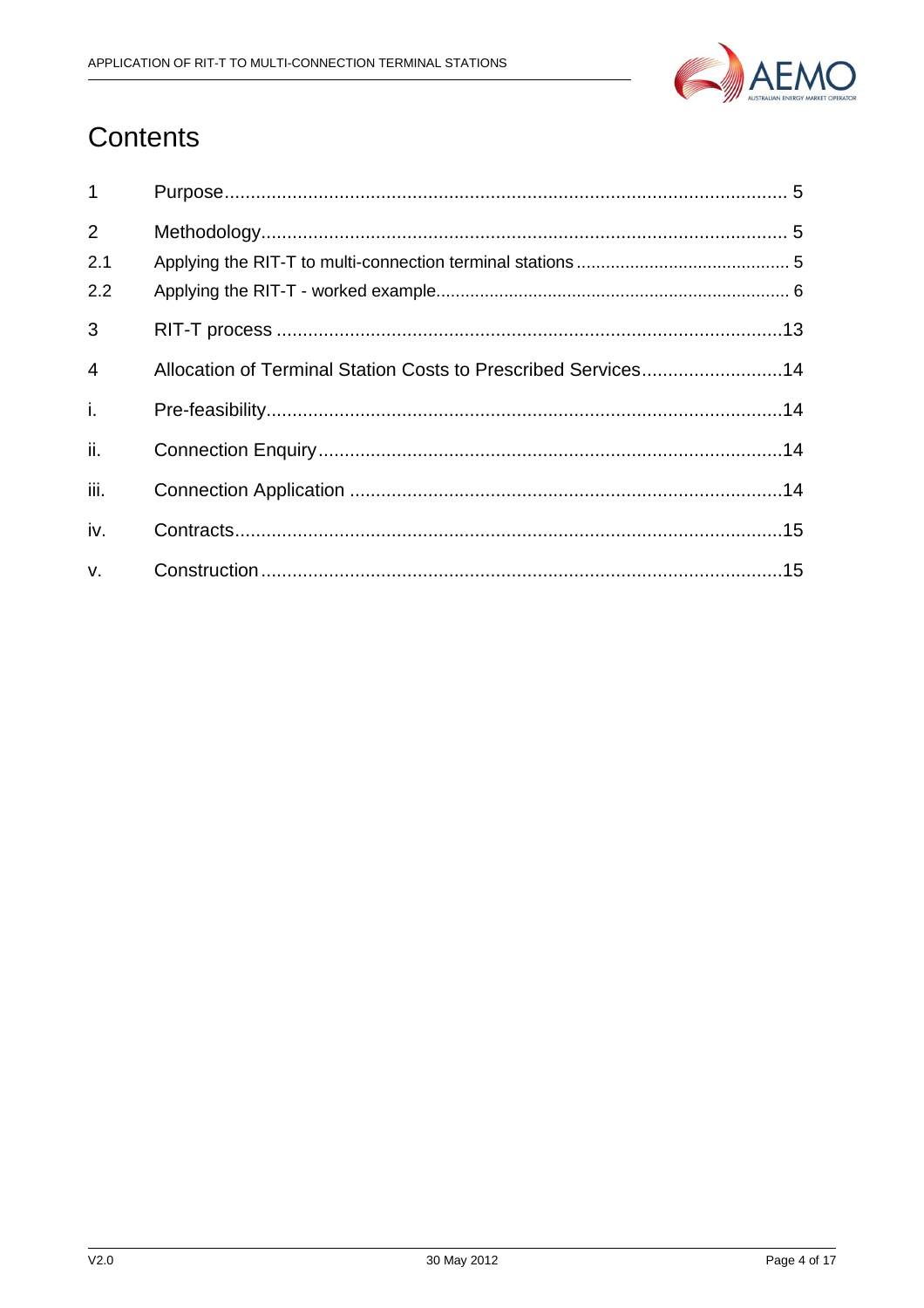# Contents

| | | |
|---|---|---|
| 1 | Purpose | 5 |
| 2 | Methodology | 5 |
| 2.1 | Applying the RIT-T to multi-connection terminal stations | 5 |
| 2.2 | Applying the RIT-T - worked example | 6 |
| 3 | RIT-T process | 13 |
| 4 | Allocation of Terminal Station Costs to Prescribed Services | 14 |
| i. | Pre-feasibility | 14 |
| ii. | Connection Enquiry | 14 |
| iii. | Connection Application | 14 |
| iv. | Contracts | 15 |
| v. | Construction | 15 |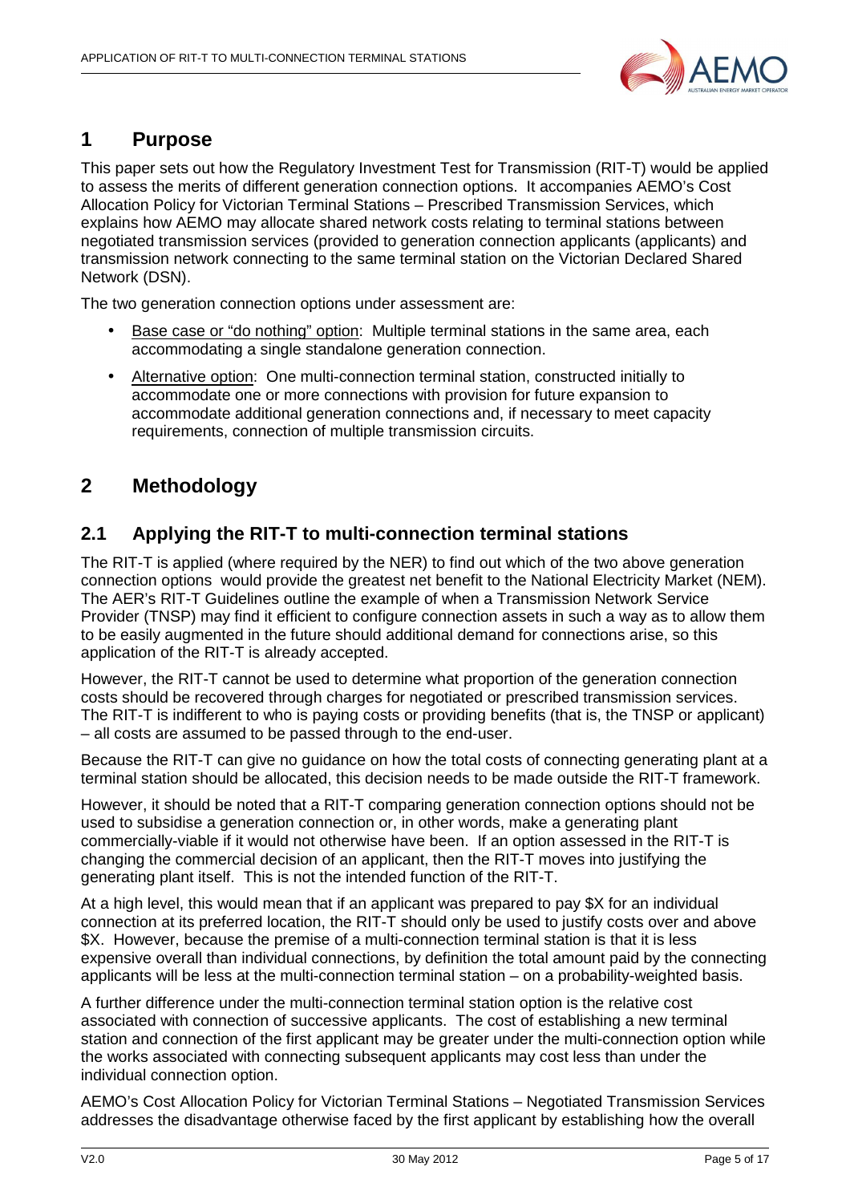# 1 Purpose

This paper sets out how the Regulatory Investment Test for Transmission (RIT-T) would be applied to assess the merits of different generation connection options. It accompanies AEMO's Cost Allocation Policy for Victorian Terminal Stations – Prescribed Transmission Services, which explains how AEMO may allocate shared network costs relating to terminal stations between negotiated transmission services (provided to generation connection applicants (applicants) and transmission network connecting to the same terminal station on the Victorian Declared Shared Network (DSN).

The two generation connection options under assessment are:

- Base case or "do nothing" option: Multiple terminal stations in the same area, each accommodating a single standalone generation connection.
- Alternative option: One multi-connection terminal station, constructed initially to accommodate one or more connections with provision for future expansion to accommodate additional generation connections and, if necessary to meet capacity requirements, connection of multiple transmission circuits.

# 2 Methodology

## 2.1 Applying the RIT-T to multi-connection terminal stations

The RIT-T is applied (where required by the NER) to find out which of the two above generation connection options would provide the greatest net benefit to the National Electricity Market (NEM). The AER's RIT-T Guidelines outline the example of when a Transmission Network Service Provider (TNSP) may find it efficient to configure connection assets in such a way as to allow them to be easily augmented in the future should additional demand for connections arise, so this application of the RIT-T is already accepted.

However, the RIT-T cannot be used to determine what proportion of the generation connection costs should be recovered through charges for negotiated or prescribed transmission services. The RIT-T is indifferent to who is paying costs or providing benefits (that is, the TNSP or applicant) – all costs are assumed to be passed through to the end-user.

Because the RIT-T can give no guidance on how the total costs of connecting generating plant at a terminal station should be allocated, this decision needs to be made outside the RIT-T framework.

However, it should be noted that a RIT-T comparing generation connection options should not be used to subsidise a generation connection or, in other words, make a generating plant commercially-viable if it would not otherwise have been. If an option assessed in the RIT-T is changing the commercial decision of an applicant, then the RIT-T moves into justifying the generating plant itself. This is not the intended function of the RIT-T.

At a high level, this would mean that if an applicant was prepared to pay $X for an individual connection at its preferred location, the RIT-T should only be used to justify costs over and above $X. However, because the premise of a multi-connection terminal station is that it is less expensive overall than individual connections, by definition the total amount paid by the connecting applicants will be less at the multi-connection terminal station – on a probability-weighted basis.

A further difference under the multi-connection terminal station option is the relative cost associated with connection of successive applicants. The cost of establishing a new terminal station and connection of the first applicant may be greater under the multi-connection option while the works associated with connecting subsequent applicants may cost less than under the individual connection option.

AEMO's Cost Allocation Policy for Victorian Terminal Stations – Negotiated Transmission Services addresses the disadvantage otherwise faced by the first applicant by establishing how the overall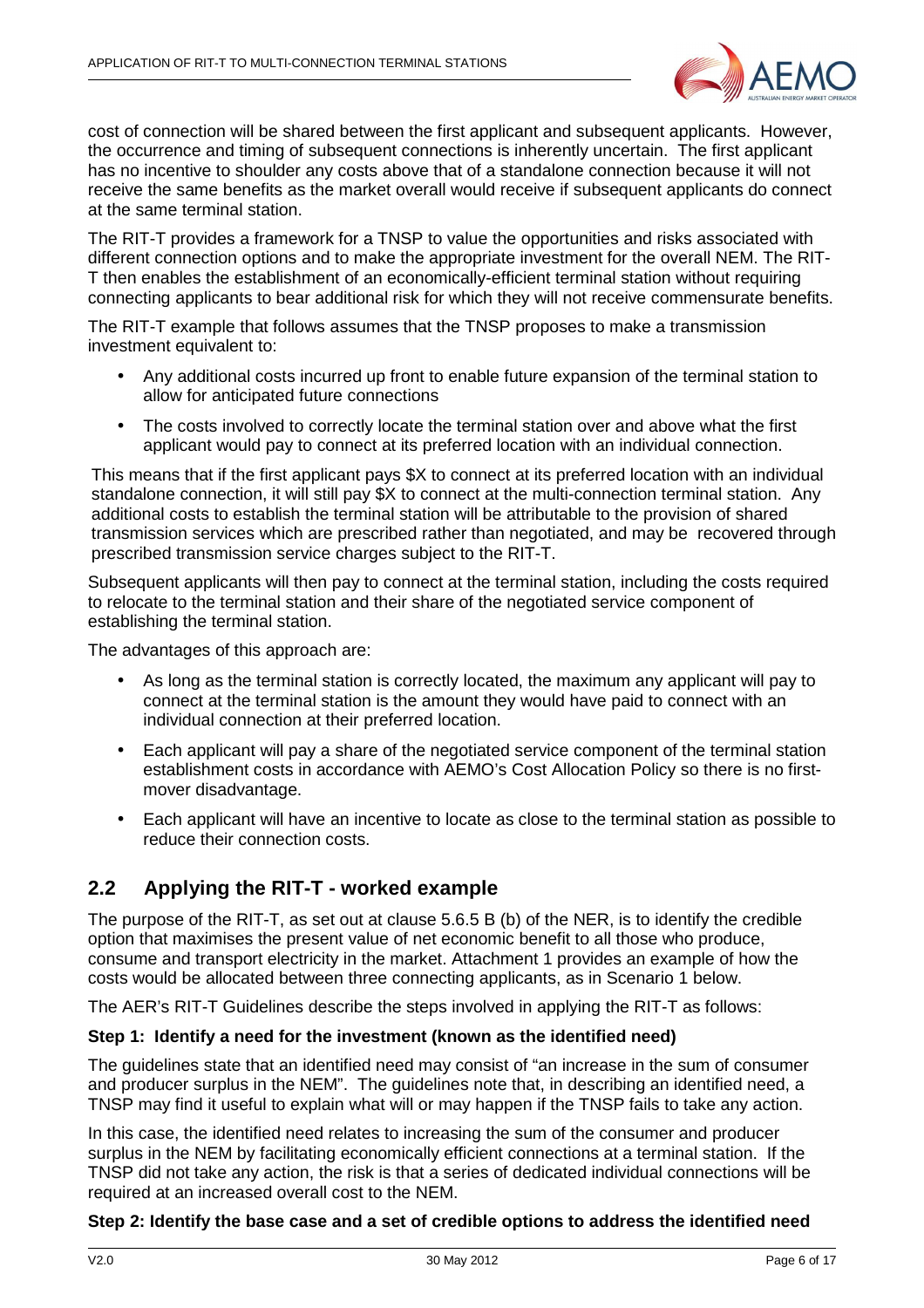cost of connection will be shared between the first applicant and subsequent applicants. However, the occurrence and timing of subsequent connections is inherently uncertain. The first applicant has no incentive to shoulder any costs above that of a standalone connection because it will not receive the same benefits as the market overall would receive if subsequent applicants do connect at the same terminal station.

The RIT-T provides a framework for a TNSP to value the opportunities and risks associated with different connection options and to make the appropriate investment for the overall NEM. The RIT-T then enables the establishment of an economically-efficient terminal station without requiring connecting applicants to bear additional risk for which they will not receive commensurate benefits.

The RIT-T example that follows assumes that the TNSP proposes to make a transmission investment equivalent to:

- Any additional costs incurred up front to enable future expansion of the terminal station to allow for anticipated future connections
- The costs involved to correctly locate the terminal station over and above what the first applicant would pay to connect at its preferred location with an individual connection.

This means that if the first applicant pays $X to connect at its preferred location with an individual standalone connection, it will still pay $X to connect at the multi-connection terminal station. Any additional costs to establish the terminal station will be attributable to the provision of shared transmission services which are prescribed rather than negotiated, and may be recovered through prescribed transmission service charges subject to the RIT-T.

Subsequent applicants will then pay to connect at the terminal station, including the costs required to relocate to the terminal station and their share of the negotiated service component of establishing the terminal station.

The advantages of this approach are:

- As long as the terminal station is correctly located, the maximum any applicant will pay to connect at the terminal station is the amount they would have paid to connect with an individual connection at their preferred location.
- Each applicant will pay a share of the negotiated service component of the terminal station establishment costs in accordance with AEMO's Cost Allocation Policy so there is no first-mover disadvantage.
- Each applicant will have an incentive to locate as close to the terminal station as possible to reduce their connection costs.

## 2.2 Applying the RIT-T - worked example

The purpose of the RIT-T, as set out at clause 5.6.5 B (b) of the NER, is to identify the credible option that maximises the present value of net economic benefit to all those who produce, consume and transport electricity in the market. Attachment 1 provides an example of how the costs would be allocated between three connecting applicants, as in Scenario 1 below.

The AER's RIT-T Guidelines describe the steps involved in applying the RIT-T as follows:

**Step 1: Identify a need for the investment (known as the identified need)**

The guidelines state that an identified need may consist of "an increase in the sum of consumer and producer surplus in the NEM". The guidelines note that, in describing an identified need, a TNSP may find it useful to explain what will or may happen if the TNSP fails to take any action.

In this case, the identified need relates to increasing the sum of the consumer and producer surplus in the NEM by facilitating economically efficient connections at a terminal station. If the TNSP did not take any action, the risk is that a series of dedicated individual connections will be required at an increased overall cost to the NEM.

**Step 2: Identify the base case and a set of credible options to address the identified need**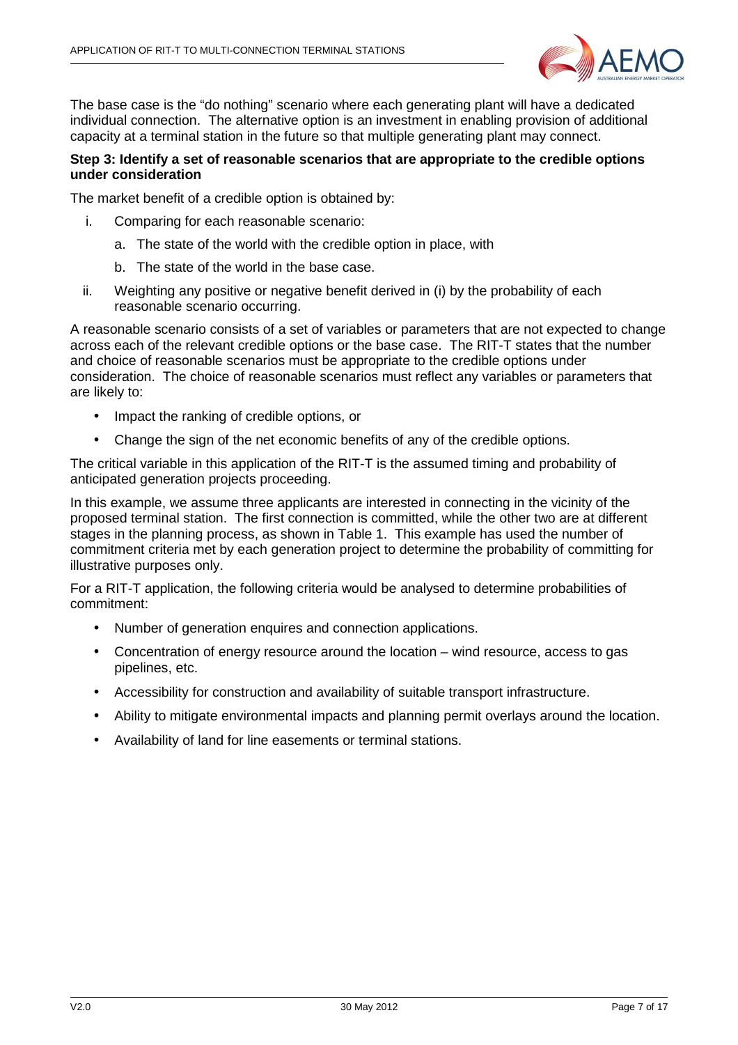The base case is the "do nothing" scenario where each generating plant will have a dedicated individual connection. The alternative option is an investment in enabling provision of additional capacity at a terminal station in the future so that multiple generating plant may connect.

**Step 3: Identify a set of reasonable scenarios that are appropriate to the credible options under consideration**

The market benefit of a credible option is obtained by:

i. Comparing for each reasonable scenario:
   a. The state of the world with the credible option in place, with
   b. The state of the world in the base case.
ii. Weighting any positive or negative benefit derived in (i) by the probability of each reasonable scenario occurring.

A reasonable scenario consists of a set of variables or parameters that are not expected to change across each of the relevant credible options or the base case. The RIT-T states that the number and choice of reasonable scenarios must be appropriate to the credible options under consideration. The choice of reasonable scenarios must reflect any variables or parameters that are likely to:

- Impact the ranking of credible options, or
- Change the sign of the net economic benefits of any of the credible options.

The critical variable in this application of the RIT-T is the assumed timing and probability of anticipated generation projects proceeding.

In this example, we assume three applicants are interested in connecting in the vicinity of the proposed terminal station. The first connection is committed, while the other two are at different stages in the planning process, as shown in Table 1. This example has used the number of commitment criteria met by each generation project to determine the probability of committing for illustrative purposes only.

For a RIT-T application, the following criteria would be analysed to determine probabilities of commitment:

- Number of generation enquires and connection applications.
- Concentration of energy resource around the location – wind resource, access to gas pipelines, etc.
- Accessibility for construction and availability of suitable transport infrastructure.
- Ability to mitigate environmental impacts and planning permit overlays around the location.
- Availability of land for line easements or terminal stations.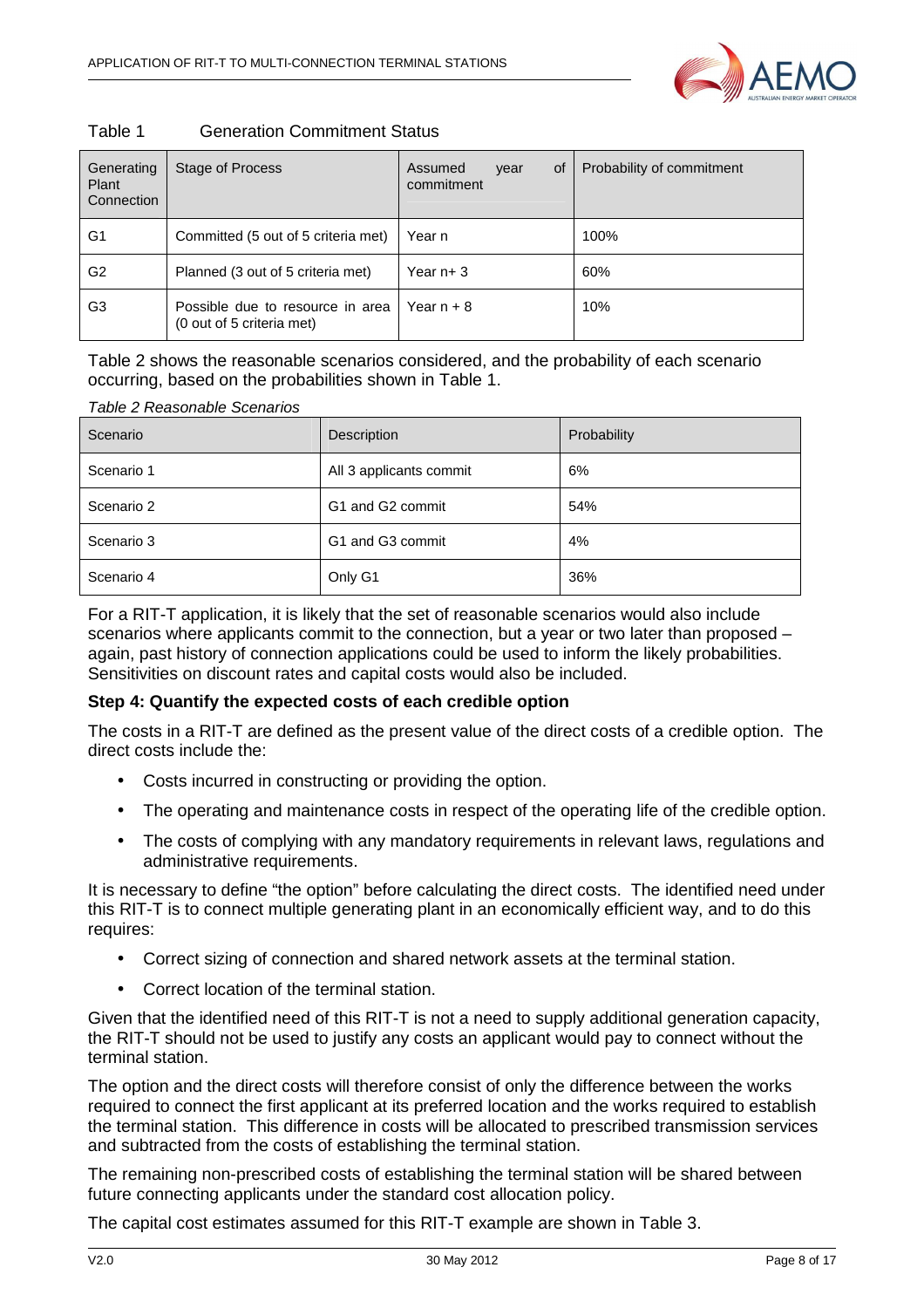Table 1 Generation Commitment Status

| Generating Plant Connection | Stage of Process | Assumed year of commitment | Probability of commitment |
| --- | --- | --- | --- |
| G1 | Committed (5 out of 5 criteria met) | Year n | 100% |
| G2 | Planned (3 out of 5 criteria met) | Year n+ 3 | 60% |
| G3 | Possible due to resource in area (0 out of 5 criteria met) | Year n + 8 | 10% |

Table 2 shows the reasonable scenarios considered, and the probability of each scenario occurring, based on the probabilities shown in Table 1.

*Table 2 Reasonable Scenarios*

| Scenario | Description | Probability |
| --- | --- | --- |
| Scenario 1 | All 3 applicants commit | 6% |
| Scenario 2 | G1 and G2 commit | 54% |
| Scenario 3 | G1 and G3 commit | 4% |
| Scenario 4 | Only G1 | 36% |

For a RIT-T application, it is likely that the set of reasonable scenarios would also include scenarios where applicants commit to the connection, but a year or two later than proposed – again, past history of connection applications could be used to inform the likely probabilities. Sensitivities on discount rates and capital costs would also be included.

**Step 4: Quantify the expected costs of each credible option**

The costs in a RIT-T are defined as the present value of the direct costs of a credible option. The direct costs include the:

- Costs incurred in constructing or providing the option.
- The operating and maintenance costs in respect of the operating life of the credible option.
- The costs of complying with any mandatory requirements in relevant laws, regulations and administrative requirements.

It is necessary to define "the option" before calculating the direct costs. The identified need under this RIT-T is to connect multiple generating plant in an economically efficient way, and to do this requires:

- Correct sizing of connection and shared network assets at the terminal station.
- Correct location of the terminal station.

Given that the identified need of this RIT-T is not a need to supply additional generation capacity, the RIT-T should not be used to justify any costs an applicant would pay to connect without the terminal station.

The option and the direct costs will therefore consist of only the difference between the works required to connect the first applicant at its preferred location and the works required to establish the terminal station. This difference in costs will be allocated to prescribed transmission services and subtracted from the costs of establishing the terminal station.

The remaining non-prescribed costs of establishing the terminal station will be shared between future connecting applicants under the standard cost allocation policy.

The capital cost estimates assumed for this RIT-T example are shown in Table 3.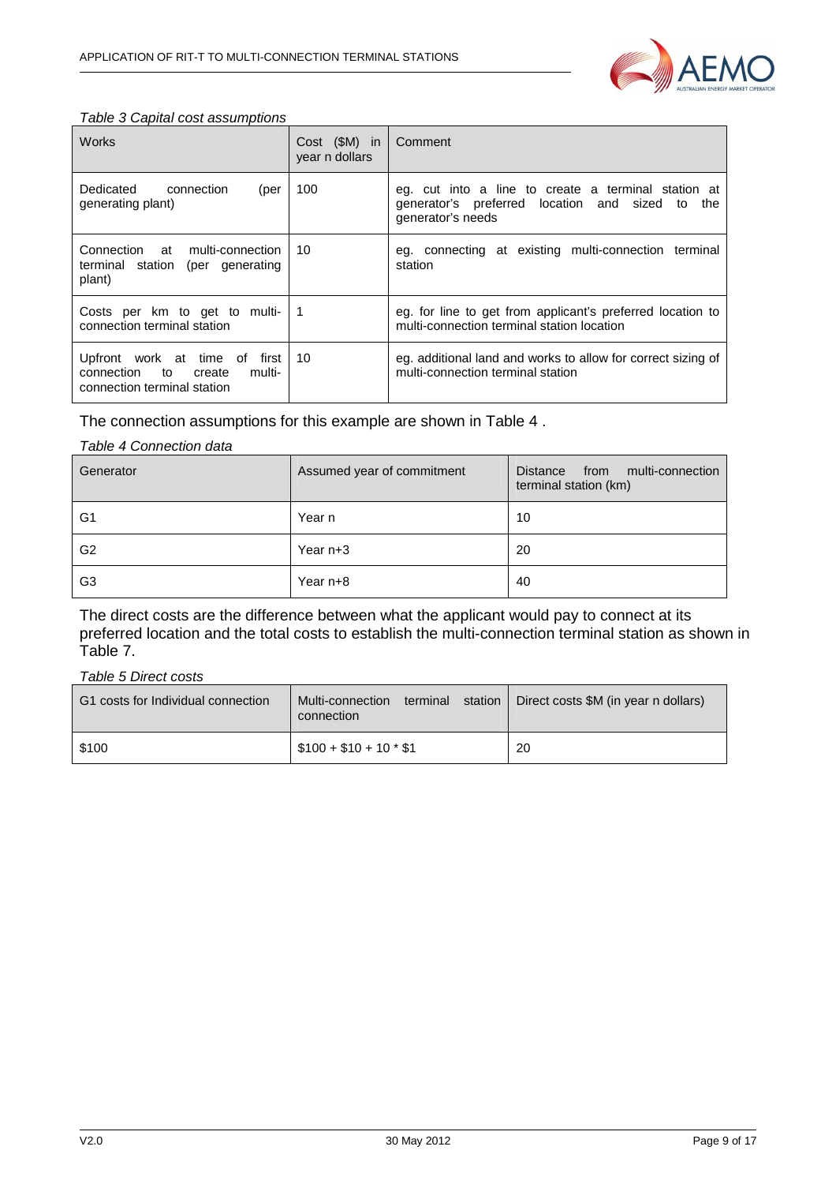*Table 3 Capital cost assumptions*

| Works | Cost ($M) in year n dollars | Comment |
|---|---|---|
| Dedicated connection (per generating plant) | 100 | eg. cut into a line to create a terminal station at generator's preferred location and sized to the generator's needs |
| Connection at multi-connection terminal station (per generating plant) | 10 | eg. connecting at existing multi-connection terminal station |
| Costs per km to get to multi-connection terminal station | 1 | eg. for line to get from applicant's preferred location to multi-connection terminal station location |
| Upfront work at time of first connection to create multi-connection terminal station | 10 | eg. additional land and works to allow for correct sizing of multi-connection terminal station |

The connection assumptions for this example are shown in Table 4 .

*Table 4 Connection data*

| Generator | Assumed year of commitment | Distance from multi-connection terminal station (km) |
|---|---|---|
| G1 | Year n | 10 |
| G2 | Year n+3 | 20 |
| G3 | Year n+8 | 40 |

The direct costs are the difference between what the applicant would pay to connect at its preferred location and the total costs to establish the multi-connection terminal station as shown in Table 7.

*Table 5 Direct costs*

| G1 costs for Individual connection | Multi-connection terminal station connection | Direct costs $M (in year n dollars) |
|---|---|---|
| $100 | $100 + $10 + 10 * $1 | 20 |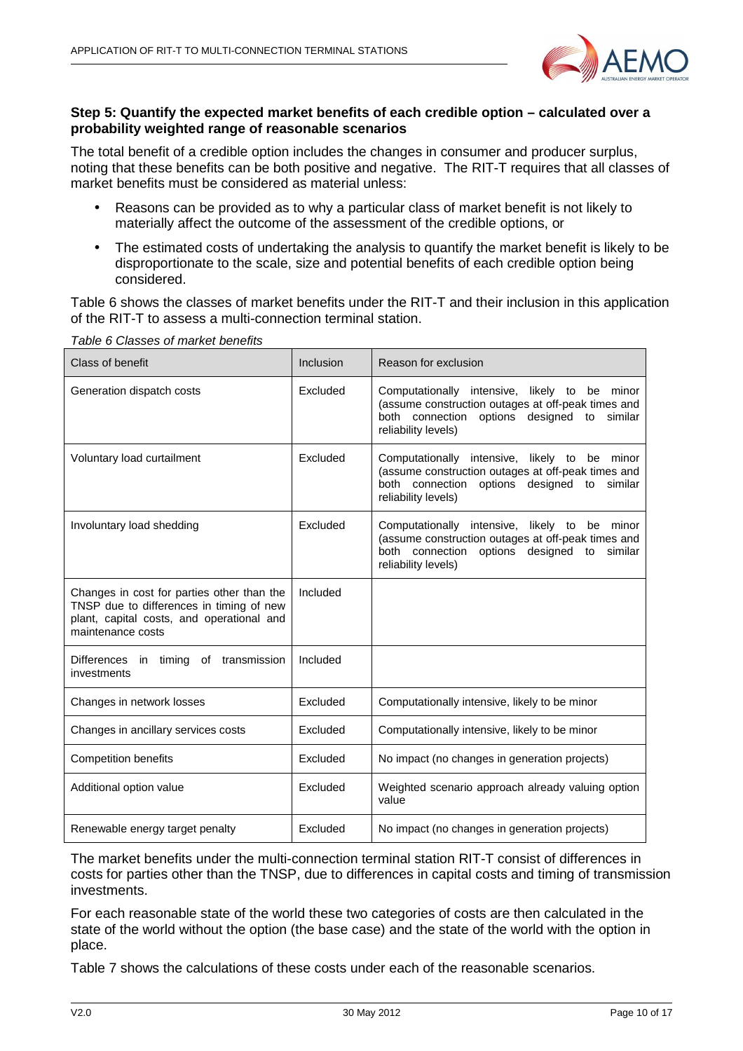### Step 5: Quantify the expected market benefits of each credible option – calculated over a probability weighted range of reasonable scenarios

The total benefit of a credible option includes the changes in consumer and producer surplus, noting that these benefits can be both positive and negative. The RIT-T requires that all classes of market benefits must be considered as material unless:

- Reasons can be provided as to why a particular class of market benefit is not likely to materially affect the outcome of the assessment of the credible options, or
- The estimated costs of undertaking the analysis to quantify the market benefit is likely to be disproportionate to the scale, size and potential benefits of each credible option being considered.

Table 6 shows the classes of market benefits under the RIT-T and their inclusion in this application of the RIT-T to assess a multi-connection terminal station.

*Table 6 Classes of market benefits*

| Class of benefit | Inclusion | Reason for exclusion |
|---|---|---|
| Generation dispatch costs | Excluded | Computationally intensive, likely to be minor (assume construction outages at off-peak times and both connection options designed to similar reliability levels) |
| Voluntary load curtailment | Excluded | Computationally intensive, likely to be minor (assume construction outages at off-peak times and both connection options designed to similar reliability levels) |
| Involuntary load shedding | Excluded | Computationally intensive, likely to be minor (assume construction outages at off-peak times and both connection options designed to similar reliability levels) |
| Changes in cost for parties other than the TNSP due to differences in timing of new plant, capital costs, and operational and maintenance costs | Included | |
| Differences in timing of transmission investments | Included | |
| Changes in network losses | Excluded | Computationally intensive, likely to be minor |
| Changes in ancillary services costs | Excluded | Computationally intensive, likely to be minor |
| Competition benefits | Excluded | No impact (no changes in generation projects) |
| Additional option value | Excluded | Weighted scenario approach already valuing option value |
| Renewable energy target penalty | Excluded | No impact (no changes in generation projects) |

The market benefits under the multi-connection terminal station RIT-T consist of differences in costs for parties other than the TNSP, due to differences in capital costs and timing of transmission investments.

For each reasonable state of the world these two categories of costs are then calculated in the state of the world without the option (the base case) and the state of the world with the option in place.

Table 7 shows the calculations of these costs under each of the reasonable scenarios.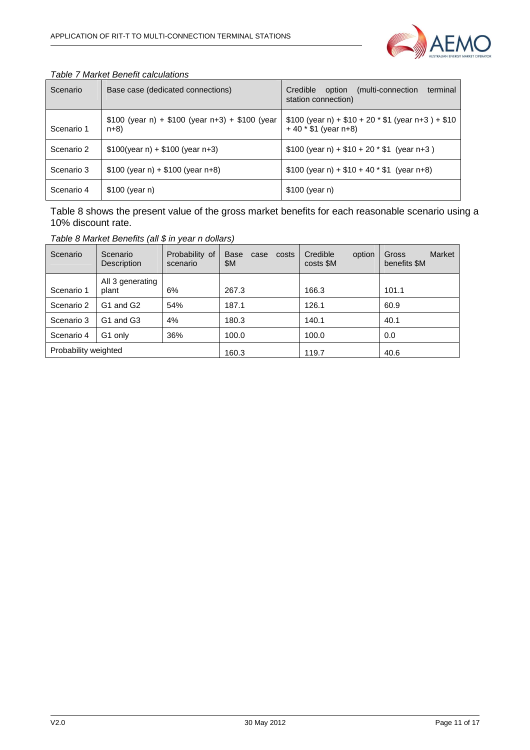*Table 7 Market Benefit calculations*

| Scenario | Base case (dedicated connections) | Credible option (multi-connection terminal station connection) |
| --- | --- | --- |
| Scenario 1 | $100 (year n) + $100 (year n+3) + $100 (year n+8) | $100 (year n) + $10 + 20 * $1 (year n+3 ) + $10 + 40 * $1 (year n+8) |
| Scenario 2 | $100(year n) + $100 (year n+3) | $100 (year n) + $10 + 20 * $1 (year n+3 ) |
| Scenario 3 | $100 (year n) + $100 (year n+8) | $100 (year n) + $10 + 40 * $1 (year n+8) |
| Scenario 4 | $100 (year n) | $100 (year n) |

Table 8 shows the present value of the gross market benefits for each reasonable scenario using a 10% discount rate.

*Table 8 Market Benefits (all $ in year n dollars)*

| Scenario | Scenario Description | Probability of scenario | Base case costs $M | Credible option costs $M | Gross Market benefits $M |
| --- | --- | --- | --- | --- | --- |
| Scenario 1 | All 3 generating plant | 6% | 267.3 | 166.3 | 101.1 |
| Scenario 2 | G1 and G2 | 54% | 187.1 | 126.1 | 60.9 |
| Scenario 3 | G1 and G3 | 4% | 180.3 | 140.1 | 40.1 |
| Scenario 4 | G1 only | 36% | 100.0 | 100.0 | 0.0 |
| Probability weighted | | | 160.3 | 119.7 | 40.6 |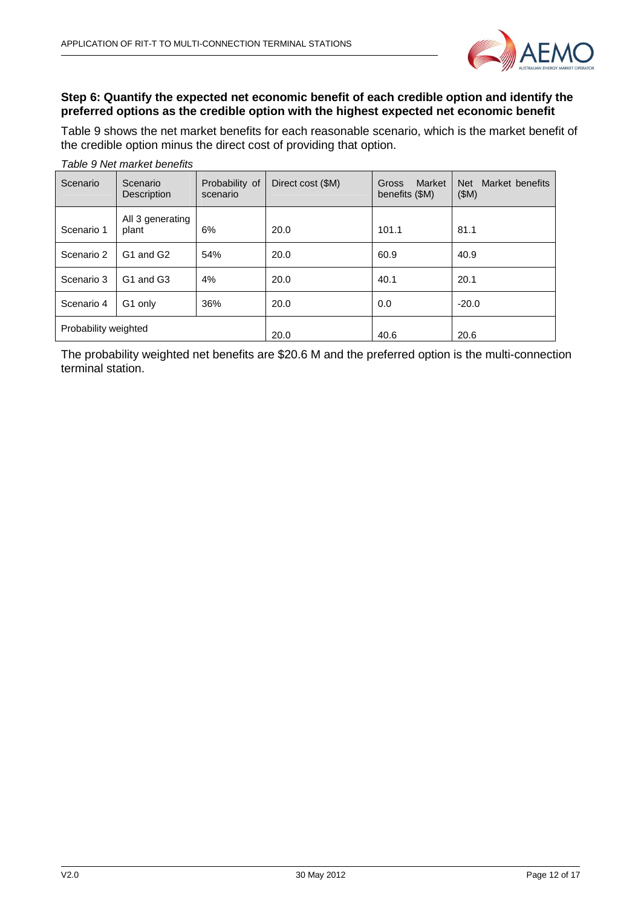**Step 6: Quantify the expected net economic benefit of each credible option and identify the preferred options as the credible option with the highest expected net economic benefit**

Table 9 shows the net market benefits for each reasonable scenario, which is the market benefit of the credible option minus the direct cost of providing that option.

*Table 9 Net market benefits*

| Scenario | Scenario Description | Probability of scenario | Direct cost ($M) | Gross Market benefits ($M) | Net Market benefits ($M) |
|---|---|---|---|---|---|
| Scenario 1 | All 3 generating plant | 6% | 20.0 | 101.1 | 81.1 |
| Scenario 2 | G1 and G2 | 54% | 20.0 | 60.9 | 40.9 |
| Scenario 3 | G1 and G3 | 4% | 20.0 | 40.1 | 20.1 |
| Scenario 4 | G1 only | 36% | 20.0 | 0.0 | -20.0 |
| Probability weighted | | | 20.0 | 40.6 | 20.6 |

The probability weighted net benefits are $20.6 M and the preferred option is the multi-connection terminal station.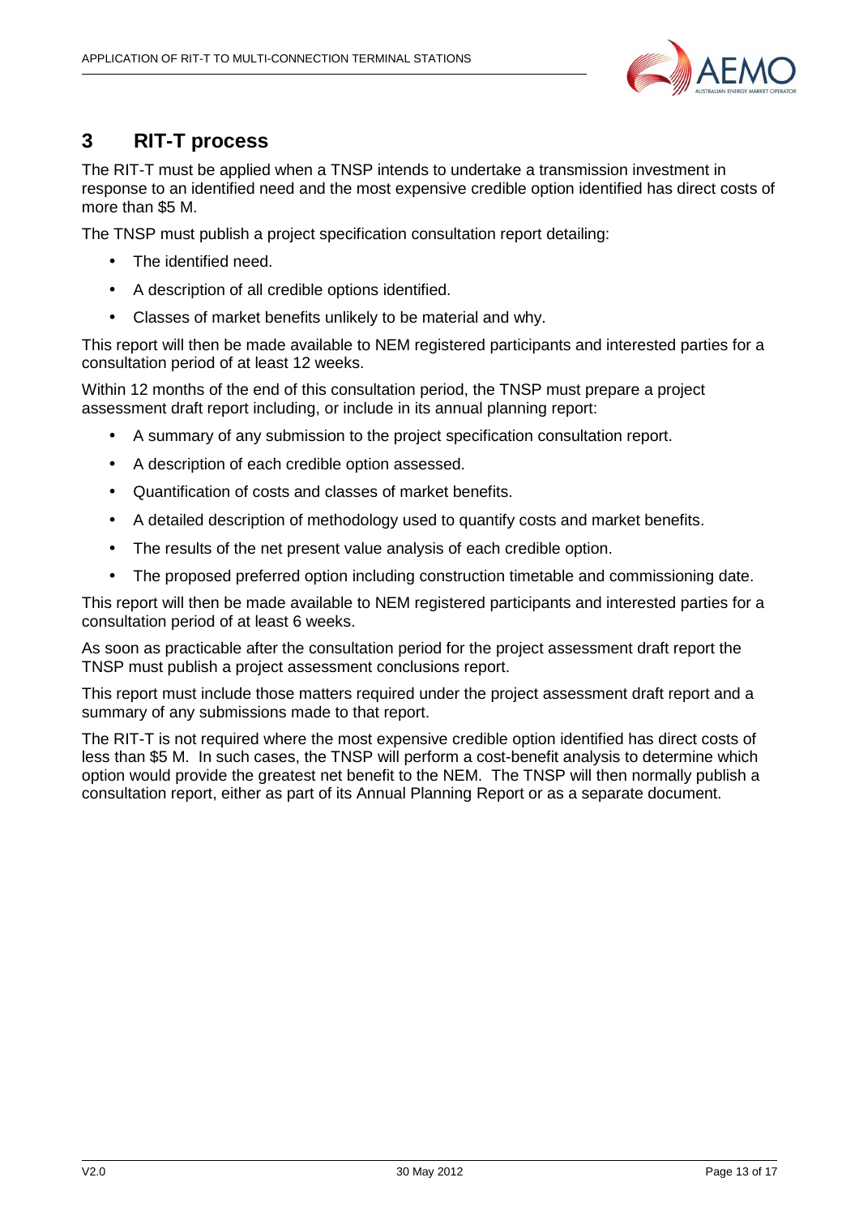# 3 RIT-T process

The RIT-T must be applied when a TNSP intends to undertake a transmission investment in response to an identified need and the most expensive credible option identified has direct costs of more than $5 M.

The TNSP must publish a project specification consultation report detailing:

- The identified need.
- A description of all credible options identified.
- Classes of market benefits unlikely to be material and why.

This report will then be made available to NEM registered participants and interested parties for a consultation period of at least 12 weeks.

Within 12 months of the end of this consultation period, the TNSP must prepare a project assessment draft report including, or include in its annual planning report:

- A summary of any submission to the project specification consultation report.
- A description of each credible option assessed.
- Quantification of costs and classes of market benefits.
- A detailed description of methodology used to quantify costs and market benefits.
- The results of the net present value analysis of each credible option.
- The proposed preferred option including construction timetable and commissioning date.

This report will then be made available to NEM registered participants and interested parties for a consultation period of at least 6 weeks.

As soon as practicable after the consultation period for the project assessment draft report the TNSP must publish a project assessment conclusions report.

This report must include those matters required under the project assessment draft report and a summary of any submissions made to that report.

The RIT-T is not required where the most expensive credible option identified has direct costs of less than $5 M. In such cases, the TNSP will perform a cost-benefit analysis to determine which option would provide the greatest net benefit to the NEM. The TNSP will then normally publish a consultation report, either as part of its Annual Planning Report or as a separate document.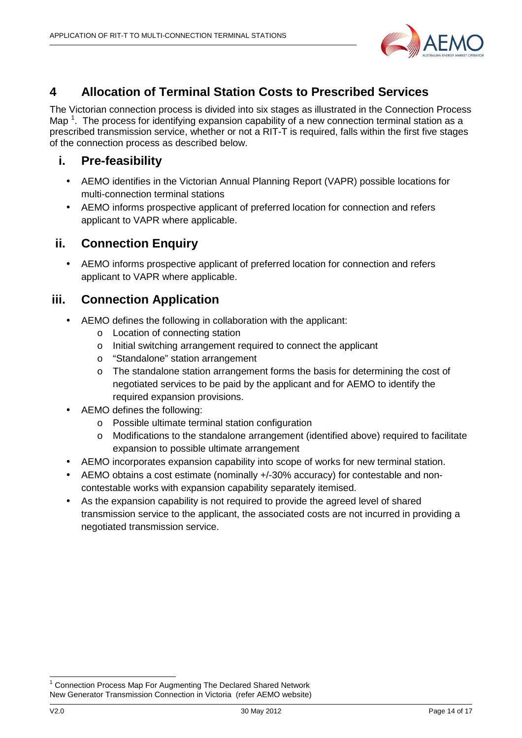# 4 Allocation of Terminal Station Costs to Prescribed Services

The Victorian connection process is divided into six stages as illustrated in the Connection Process Map [1]. The process for identifying expansion capability of a new connection terminal station as a prescribed transmission service, whether or not a RIT-T is required, falls within the first five stages of the connection process as described below.

## i. Pre-feasibility

- AEMO identifies in the Victorian Annual Planning Report (VAPR) possible locations for multi-connection terminal stations
- AEMO informs prospective applicant of preferred location for connection and refers applicant to VAPR where applicable.

## ii. Connection Enquiry

- AEMO informs prospective applicant of preferred location for connection and refers applicant to VAPR where applicable.

## iii. Connection Application

- AEMO defines the following in collaboration with the applicant:
  - Location of connecting station
  - Initial switching arrangement required to connect the applicant
  - "Standalone" station arrangement
  - The standalone station arrangement forms the basis for determining the cost of negotiated services to be paid by the applicant and for AEMO to identify the required expansion provisions.
- AEMO defines the following:
  - Possible ultimate terminal station configuration
  - Modifications to the standalone arrangement (identified above) required to facilitate expansion to possible ultimate arrangement
- AEMO incorporates expansion capability into scope of works for new terminal station.
- AEMO obtains a cost estimate (nominally +/-30% accuracy) for contestable and non-contestable works with expansion capability separately itemised.
- As the expansion capability is not required to provide the agreed level of shared transmission service to the applicant, the associated costs are not incurred in providing a negotiated transmission service.

---

[1] Connection Process Map For Augmenting The Declared Shared Network New Generator Transmission Connection in Victoria (refer AEMO website)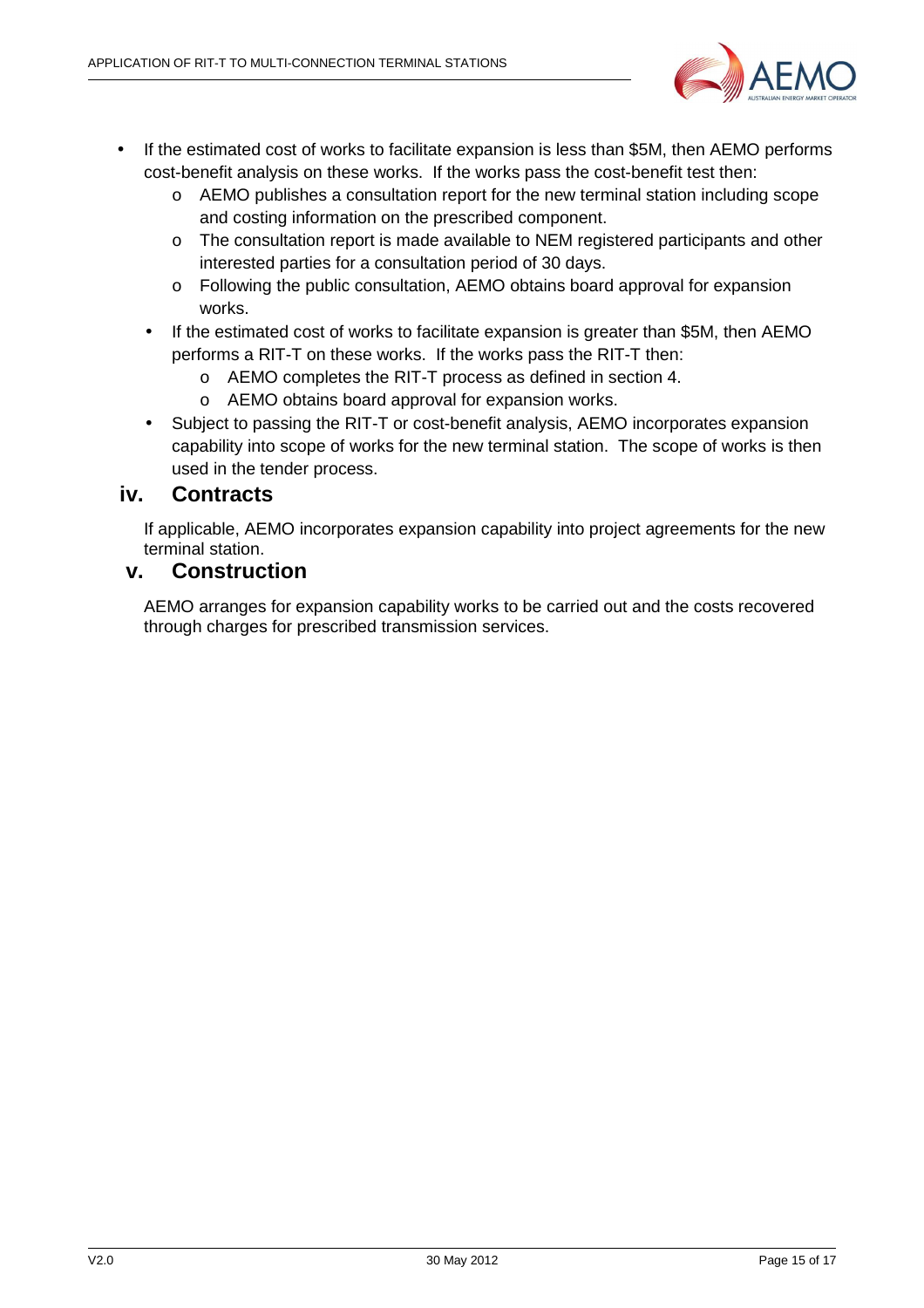- If the estimated cost of works to facilitate expansion is less than $5M, then AEMO performs cost-benefit analysis on these works. If the works pass the cost-benefit test then:
  - AEMO publishes a consultation report for the new terminal station including scope and costing information on the prescribed component.
  - The consultation report is made available to NEM registered participants and other interested parties for a consultation period of 30 days.
  - Following the public consultation, AEMO obtains board approval for expansion works.
- If the estimated cost of works to facilitate expansion is greater than $5M, then AEMO performs a RIT-T on these works. If the works pass the RIT-T then:
  - AEMO completes the RIT-T process as defined in section 4.
  - AEMO obtains board approval for expansion works.
- Subject to passing the RIT-T or cost-benefit analysis, AEMO incorporates expansion capability into scope of works for the new terminal station. The scope of works is then used in the tender process.

## iv. Contracts

If applicable, AEMO incorporates expansion capability into project agreements for the new terminal station.

## v. Construction

AEMO arranges for expansion capability works to be carried out and the costs recovered through charges for prescribed transmission services.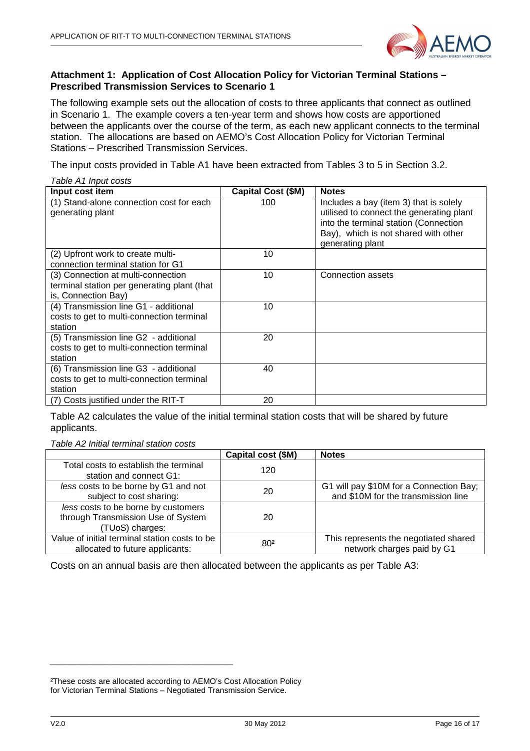### Attachment 1: Application of Cost Allocation Policy for Victorian Terminal Stations – Prescribed Transmission Services to Scenario 1

The following example sets out the allocation of costs to three applicants that connect as outlined in Scenario 1. The example covers a ten-year term and shows how costs are apportioned between the applicants over the course of the term, as each new applicant connects to the terminal station. The allocations are based on AEMO's Cost Allocation Policy for Victorian Terminal Stations – Prescribed Transmission Services.

The input costs provided in Table A1 have been extracted from Tables 3 to 5 in Section 3.2.

*Table A1 Input costs*

| Input cost item | Capital Cost ($M) | Notes |
|---|---|---|
| (1) Stand-alone connection cost for each generating plant | 100 | Includes a bay (item 3) that is solely utilised to connect the generating plant into the terminal station (Connection Bay), which is not shared with other generating plant |
| (2) Upfront work to create multi-connection terminal station for G1 | 10 | |
| (3) Connection at multi-connection terminal station per generating plant (that is, Connection Bay) | 10 | Connection assets |
| (4) Transmission line G1 - additional costs to get to multi-connection terminal station | 10 | |
| (5) Transmission line G2 - additional costs to get to multi-connection terminal station | 20 | |
| (6) Transmission line G3 - additional costs to get to multi-connection terminal station | 40 | |
| (7) Costs justified under the RIT-T | 20 | |

Table A2 calculates the value of the initial terminal station costs that will be shared by future applicants.

*Table A2 Initial terminal station costs*

| | Capital cost ($M) | Notes |
|---|---|---|
| Total costs to establish the terminal station and connect G1: | 120 | |
| *less* costs to be borne by G1 and not subject to cost sharing: | 20 | G1 will pay $10M for a Connection Bay; and $10M for the transmission line |
| *less* costs to be borne by customers through Transmission Use of System (TUoS) charges: | 20 | |
| Value of initial terminal station costs to be allocated to future applicants: | 80[2] | This represents the negotiated shared network charges paid by G1 |

Costs on an annual basis are then allocated between the applicants as per Table A3:

[2]These costs are allocated according to AEMO's Cost Allocation Policy for Victorian Terminal Stations – Negotiated Transmission Service.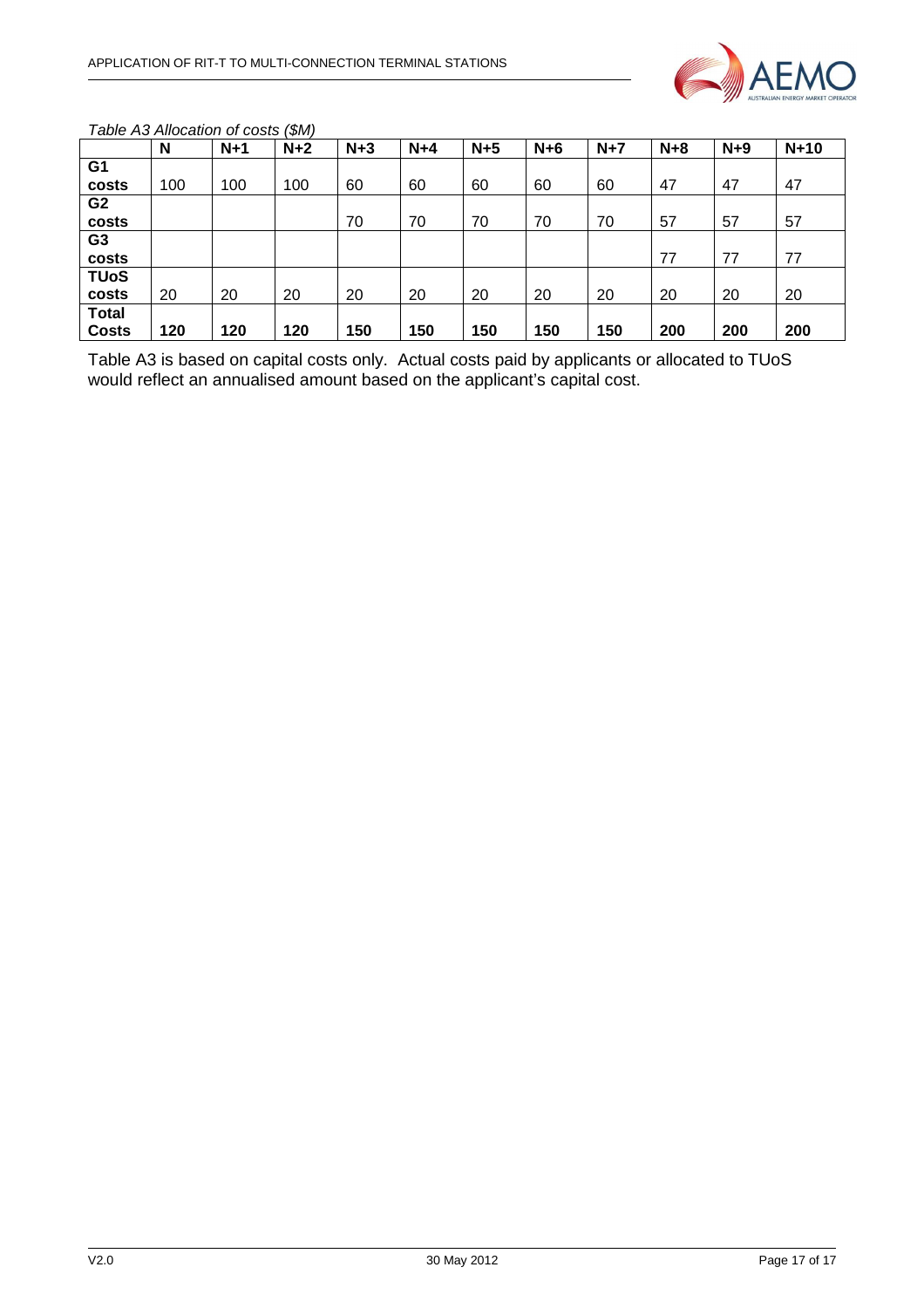*Table A3 Allocation of costs ($M)*

| | N | N+1 | N+2 | N+3 | N+4 | N+5 | N+6 | N+7 | N+8 | N+9 | N+10 |
|---|---|---|---|---|---|---|---|---|---|---|---|
| **G1 costs** | 100 | 100 | 100 | 60 | 60 | 60 | 60 | 60 | 47 | 47 | 47 |
| **G2 costs** | | | | 70 | 70 | 70 | 70 | 70 | 57 | 57 | 57 |
| **G3 costs** | | | | | | | | | 77 | 77 | 77 |
| **TUoS costs** | 20 | 20 | 20 | 20 | 20 | 20 | 20 | 20 | 20 | 20 | 20 |
| **Total Costs** | **120** | **120** | **120** | **150** | **150** | **150** | **150** | **150** | **200** | **200** | **200** |

Table A3 is based on capital costs only. Actual costs paid by applicants or allocated to TUoS would reflect an annualised amount based on the applicant's capital cost.